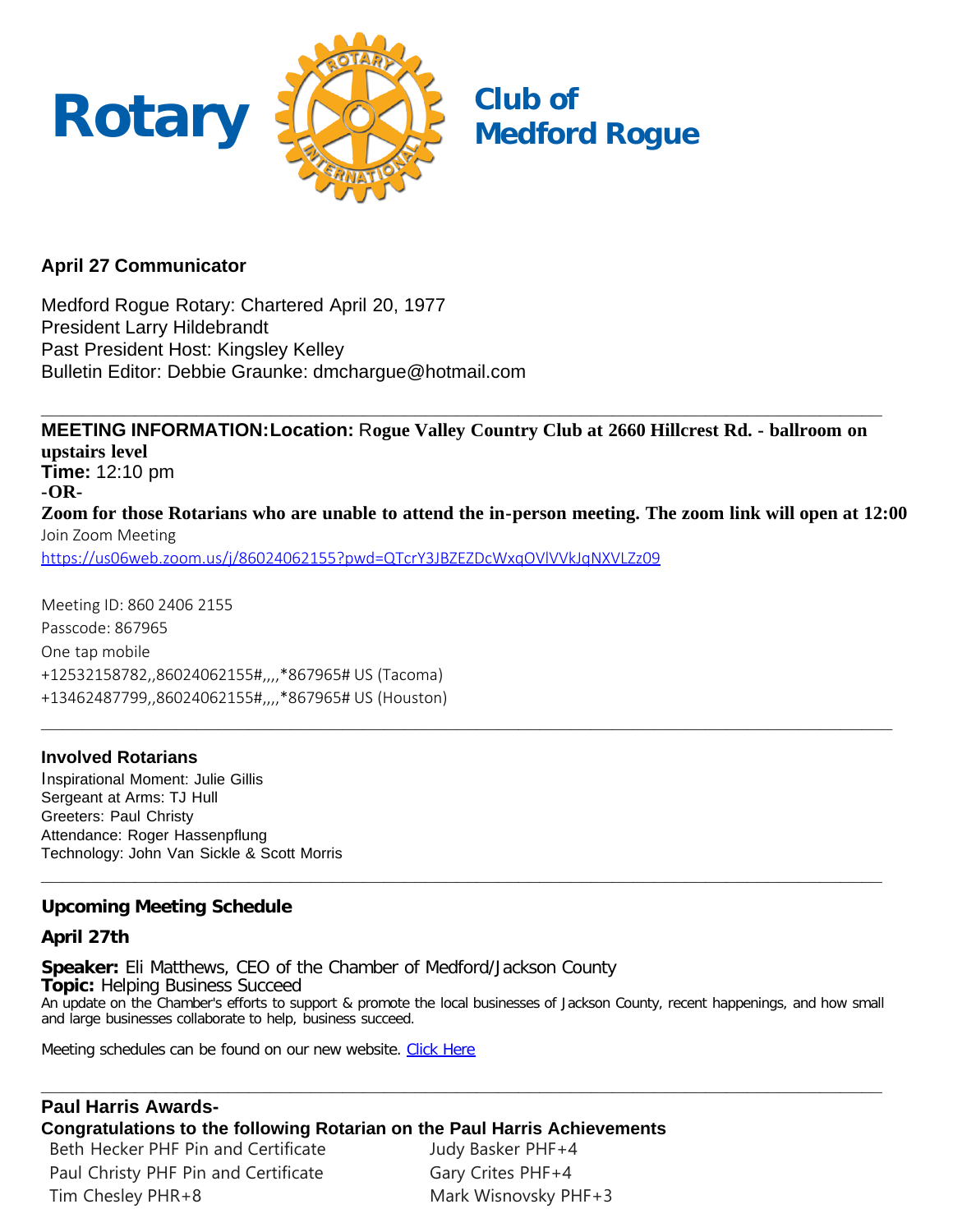# Rotary Club of Medford Rogue

### April 27 Communicator

Medford Rogue Rotary: Chartered April 20, 1977
President Larry Hildebrandt
Past President Host: Kingsley Kelley
Bulletin Editor: Debbie Graunke: dmchargue@hotmail.com

---

**MEETING INFORMATION:** **Location:** **Rogue Valley Country Club at 2660 Hillcrest Rd. - ballroom on upstairs level**
**Time:** 12:10 pm
**-OR-**
**Zoom for those Rotarians who are unable to attend the in-person meeting. The zoom link will open at 12:00**
Join Zoom Meeting
https://us06web.zoom.us/j/86024062155?pwd=QTcrY3JBZEZDcWxqOVlVVkJqNXVLZz09

Meeting ID: 860 2406 2155
Passcode: 867965
One tap mobile
+12532158782,,86024062155#,,,,*867965# US (Tacoma)
+13462487799,,86024062155#,,,,*867965# US (Houston)

---

### Involved Rotarians

Inspirational Moment: Julie Gillis
Sergeant at Arms: TJ Hull
Greeters: Paul Christy
Attendance: Roger Hassenpflung
Technology: John Van Sickle & Scott Morris

---

### Upcoming Meeting Schedule

**April 27th**

**Speaker:** Eli Matthews, CEO of the Chamber of Medford/Jackson County
**Topic:** Helping Business Succeed
An update on the Chamber's efforts to support & promote the local businesses of Jackson County, recent happenings, and how small and large businesses collaborate to help, business succeed.

Meeting schedules can be found on our new website. [Click Here]

---

### Paul Harris Awards-

**Congratulations to the following Rotarian on the Paul Harris Achievements**

Beth Hecker PHF Pin and Certificate
Paul Christy PHF Pin and Certificate
Tim Chesley PHR+8
Judy Basker PHF+4
Gary Crites PHF+4
Mark Wisnovsky PHF+3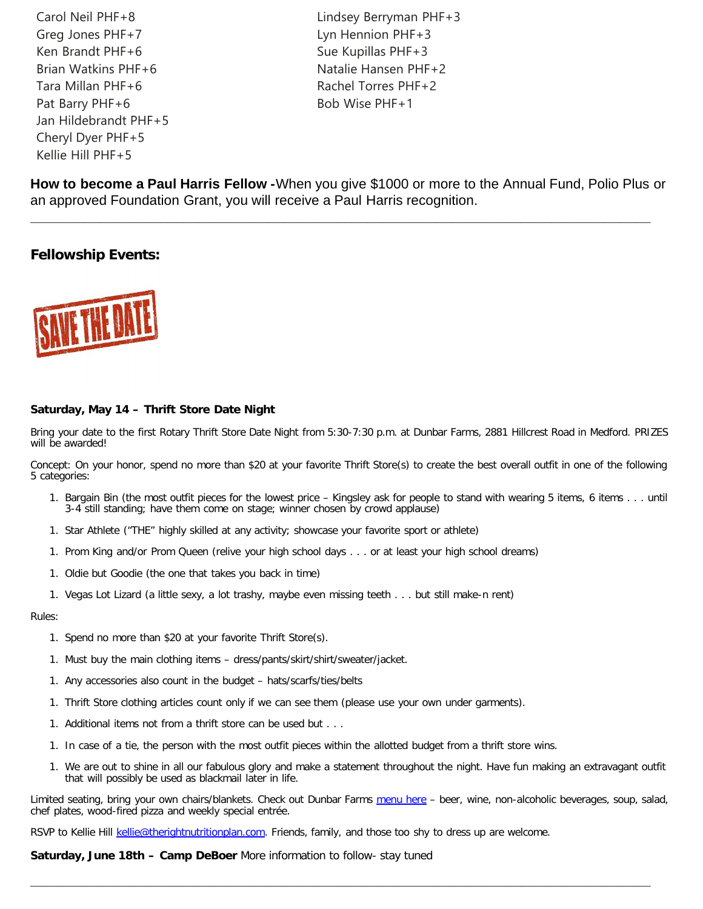Carol Neil PHF+8
Greg Jones PHF+7
Ken Brandt PHF+6
Brian Watkins PHF+6
Tara Millan PHF+6
Pat Barry PHF+6
Jan Hildebrandt PHF+5
Cheryl Dyer PHF+5
Kellie Hill PHF+5
Lindsey Berryman PHF+3
Lyn Hennion PHF+3
Sue Kupillas PHF+3
Natalie Hansen PHF+2
Rachel Torres PHF+2
Bob Wise PHF+1

**How to become a Paul Harris Fellow -**When you give $1000 or more to the Annual Fund, Polio Plus or an approved Foundation Grant, you will receive a Paul Harris recognition.

---

## Fellowship Events:

SAVE THE DATE

**Saturday, May 14 – Thrift Store Date Night**

Bring your date to the first Rotary Thrift Store Date Night from 5:30-7:30 p.m. at Dunbar Farms, 2881 Hillcrest Road in Medford. PRIZES will be awarded!

Concept: On your honor, spend no more than $20 at your favorite Thrift Store(s) to create the best overall outfit in one of the following 5 categories:

1. Bargain Bin (the most outfit pieces for the lowest price – Kingsley ask for people to stand with wearing 5 items, 6 items . . . until 3-4 still standing; have them come on stage; winner chosen by crowd applause)
1. Star Athlete ("THE" highly skilled at any activity; showcase your favorite sport or athlete)
1. Prom King and/or Prom Queen (relive your high school days . . . or at least your high school dreams)
1. Oldie but Goodie (the one that takes you back in time)
1. Vegas Lot Lizard (a little sexy, a lot trashy, maybe even missing teeth . . . but still make-n rent)

Rules:

1. Spend no more than $20 at your favorite Thrift Store(s).
1. Must buy the main clothing items – dress/pants/skirt/shirt/sweater/jacket.
1. Any accessories also count in the budget – hats/scarfs/ties/belts
1. Thrift Store clothing articles count only if we can see them (please use your own under garments).
1. Additional items not from a thrift store can be used but . . .
1. In case of a tie, the person with the most outfit pieces within the allotted budget from a thrift store wins.
1. We are out to shine in all our fabulous glory and make a statement throughout the night. Have fun making an extravagant outfit that will possibly be used as blackmail later in life.

Limited seating, bring your own chairs/blankets. Check out Dunbar Farms menu here – beer, wine, non-alcoholic beverages, soup, salad, chef plates, wood-fired pizza and weekly special entrée.

RSVP to Kellie Hill kellie@therightnutritionplan.com. Friends, family, and those too shy to dress up are welcome.

**Saturday, June 18th – Camp DeBoer** More information to follow- stay tuned

---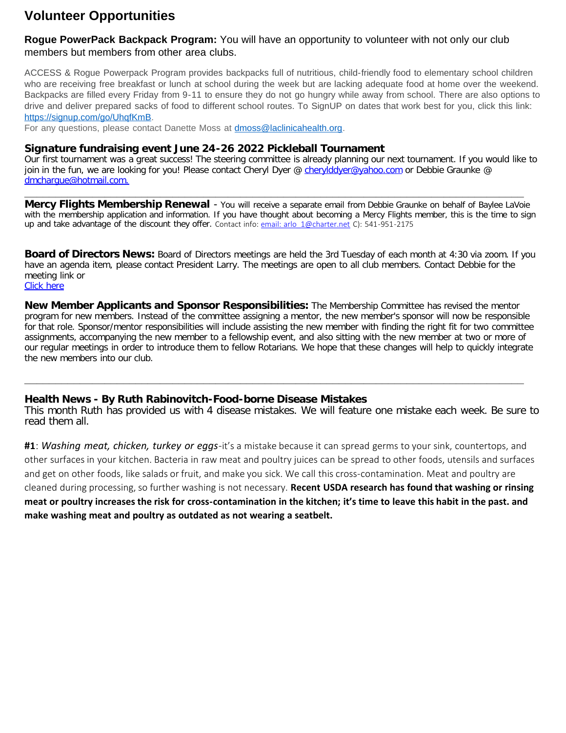# Volunteer Opportunities

**Rogue PowerPack Backpack Program:** You will have an opportunity to volunteer with not only our club members but members from other area clubs.

ACCESS & Rogue Powerpack Program provides backpacks full of nutritious, child-friendly food to elementary school children who are receiving free breakfast or lunch at school during the week but are lacking adequate food at home over the weekend. Backpacks are filled every Friday from 9-11 to ensure they do not go hungry while away from school. There are also options to drive and deliver prepared sacks of food to different school routes. To SignUP on dates that work best for you, click this link: https://signup.com/go/UhqfKmB.

For any questions, please contact Danette Moss at dmoss@laclinicahealth.org.

**Signature fundraising event June 24-26 2022 Pickleball Tournament**

Our first tournament was a great success! The steering committee is already planning our next tournament. If you would like to join in the fun, we are looking for you! Please contact Cheryl Dyer @ cherylddyer@yahoo.com or Debbie Graunke @ dmchargue@hotmail.com.

---

**Mercy Flights Membership Renewal** - You will receive a separate email from Debbie Graunke on behalf of Baylee LaVoie with the membership application and information. If you have thought about becoming a Mercy Flights member, this is the time to sign up and take advantage of the discount they offer. Contact info: email: arlo_1@charter.net C): 541-951-2175

**Board of Directors News:** Board of Directors meetings are held the 3rd Tuesday of each month at 4:30 via zoom. If you have an agenda item, please contact President Larry. The meetings are open to all club members. Contact Debbie for the meeting link or

Click here

**New Member Applicants and Sponsor Responsibilities:** The Membership Committee has revised the mentor program for new members. Instead of the committee assigning a mentor, the new member's sponsor will now be responsible for that role. Sponsor/mentor responsibilities will include assisting the new member with finding the right fit for two committee assignments, accompanying the new member to a fellowship event, and also sitting with the new member at two or more of our regular meetings in order to introduce them to fellow Rotarians. We hope that these changes will help to quickly integrate the new members into our club.

---

**Health News - By Ruth Rabinovitch-Food-borne Disease Mistakes**

This month Ruth has provided us with 4 disease mistakes. We will feature one mistake each week. Be sure to read them all.

**#1**: *Washing meat, chicken, turkey or eggs*-it's a mistake because it can spread germs to your sink, countertops, and other surfaces in your kitchen. Bacteria in raw meat and poultry juices can be spread to other foods, utensils and surfaces and get on other foods, like salads or fruit, and make you sick. We call this cross-contamination. Meat and poultry are cleaned during processing, so further washing is not necessary. **Recent USDA research has found that washing or rinsing meat or poultry increases the risk for cross-contamination in the kitchen; it's time to leave this habit in the past. and make washing meat and poultry as outdated as not wearing a seatbelt.**